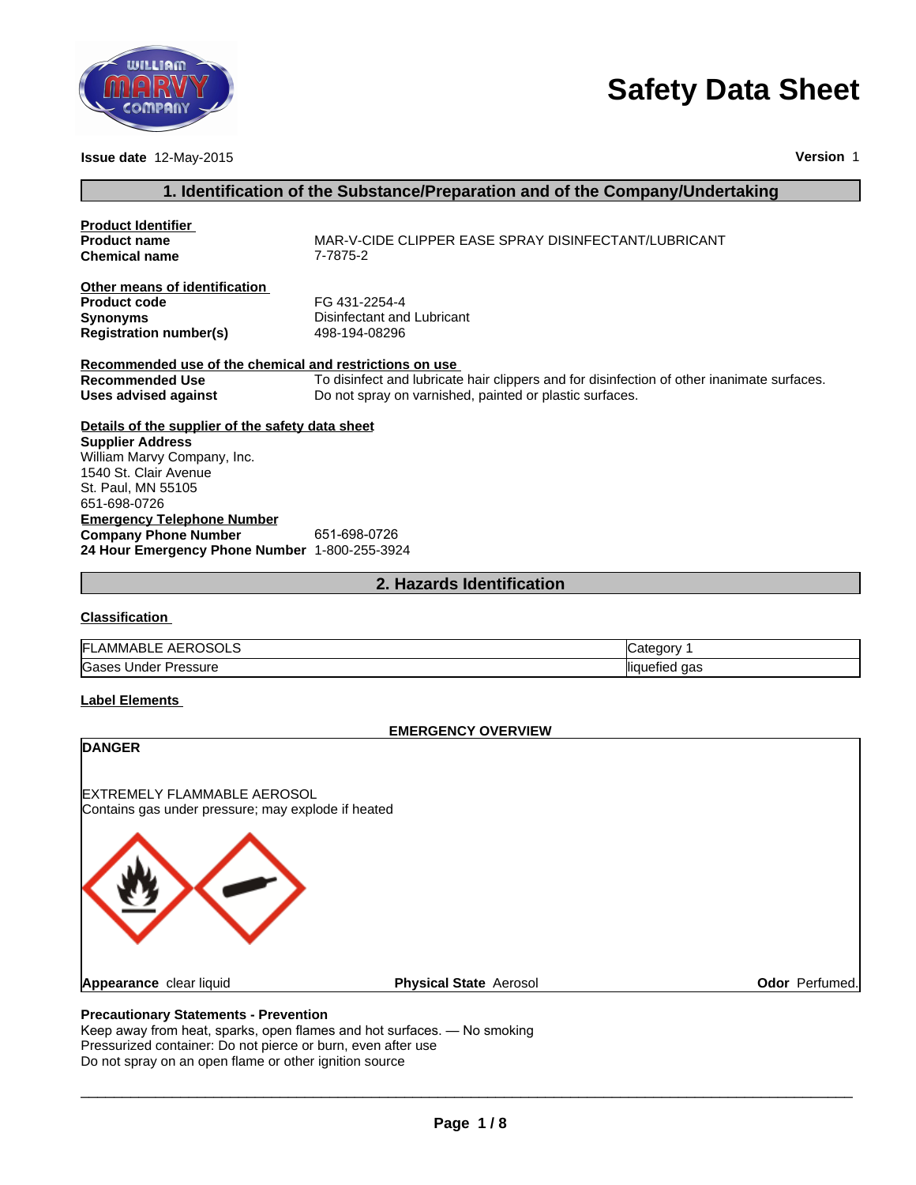# Safety Data Sheet

**Issue date** 12-May-2015

**Version** 1

## 1. Identification of the Substance/Preparation and of the Company/Undertaking

**Product Identifier**

**Product name** MAR-V-CIDE CLIPPER EASE SPRAY DISINFECTANT/LUBRICANT
**Chemical name** 7-7875-2

**Other means of identification**

**Product code** FG 431-2254-4
**Synonyms** Disinfectant and Lubricant
**Registration number(s)** 498-194-08296

**Recommended use of the chemical and restrictions on use**

**Recommended Use** To disinfect and lubricate hair clippers and for disinfection of other inanimate surfaces.
**Uses advised against** Do not spray on varnished, painted or plastic surfaces.

**Details of the supplier of the safety data sheet**

**Supplier Address**
William Marvy Company, Inc.
1540 St. Clair Avenue
St. Paul, MN 55105
651-698-0726

**Emergency Telephone Number**

**Company Phone Number** 651-698-0726
**24 Hour Emergency Phone Number** 1-800-255-3924

## 2. Hazards Identification

**Classification**

| | |
|---|---|
| FLAMMABLE AEROSOLS | Category 1 |
| Gases Under Pressure | liquefied gas |

**Label Elements**

**EMERGENCY OVERVIEW**

**DANGER**

EXTREMELY FLAMMABLE AEROSOL
Contains gas under pressure; may explode if heated

**Appearance** clear liquid  **Physical State** Aerosol  **Odor** Perfumed.

**Precautionary Statements - Prevention**

Keep away from heat, sparks, open flames and hot surfaces. — No smoking
Pressurized container: Do not pierce or burn, even after use
Do not spray on an open flame or other ignition source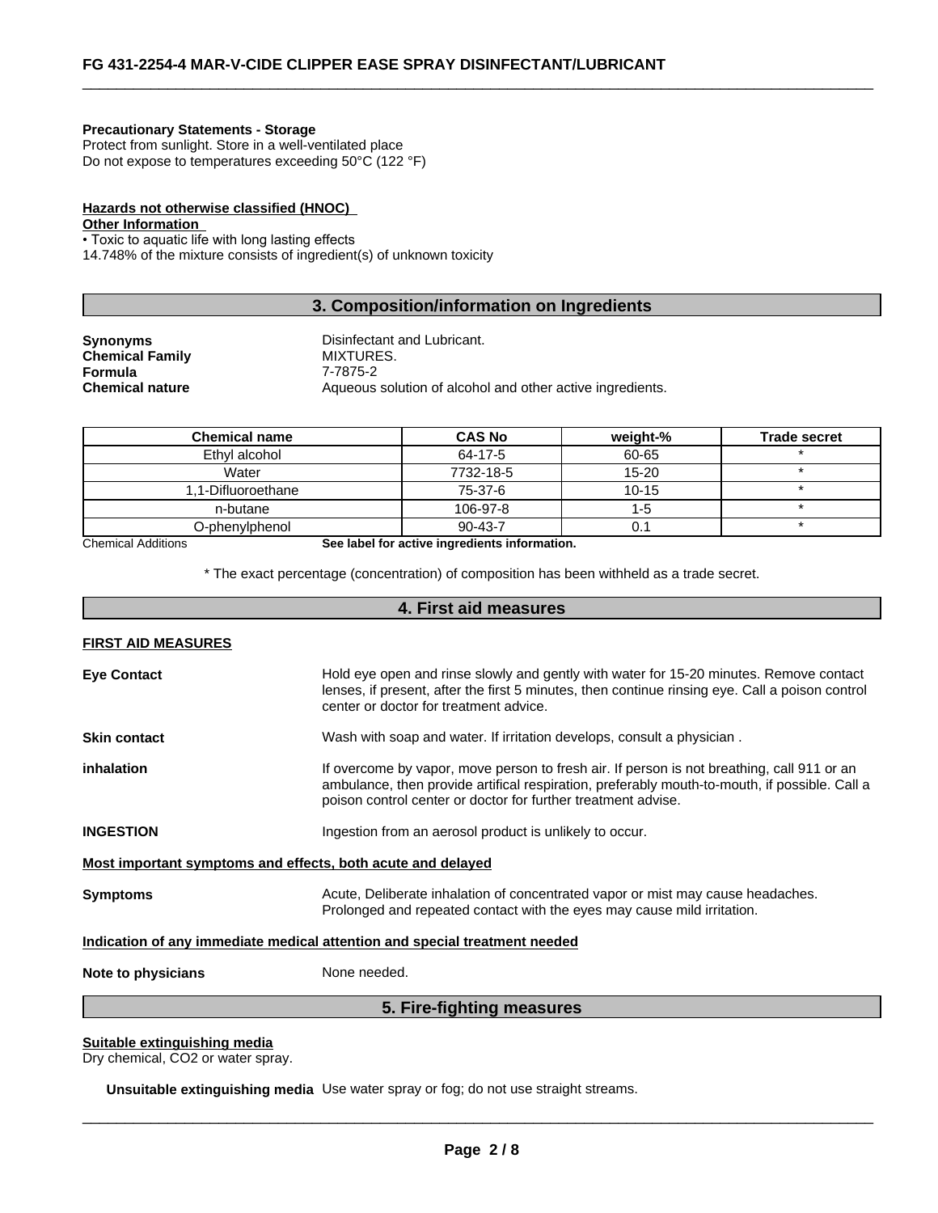**Precautionary Statements - Storage**
Protect from sunlight. Store in a well-ventilated place
Do not expose to temperatures exceeding 50°C (122 °F)

**Hazards not otherwise classified (HNOC)**
**Other Information**
• Toxic to aquatic life with long lasting effects
14.748% of the mixture consists of ingredient(s) of unknown toxicity

## 3. Composition/information on Ingredients

**Synonyms** Disinfectant and Lubricant.
**Chemical Family** MIXTURES.
**Formula** 7-7875-2
**Chemical nature** Aqueous solution of alcohol and other active ingredients.

| Chemical name | CAS No | weight-% | Trade secret |
|---|---|---|---|
| Ethyl alcohol | 64-17-5 | 60-65 | * |
| Water | 7732-18-5 | 15-20 | * |
| 1,1-Difluoroethane | 75-37-6 | 10-15 | * |
| n-butane | 106-97-8 | 1-5 | * |
| O-phenylphenol | 90-43-7 | 0.1 | * |

Chemical Additions **See label for active ingredients information.**

* The exact percentage (concentration) of composition has been withheld as a trade secret.

## 4. First aid measures

**FIRST AID MEASURES**

**Eye Contact** Hold eye open and rinse slowly and gently with water for 15-20 minutes. Remove contact lenses, if present, after the first 5 minutes, then continue rinsing eye. Call a poison control center or doctor for treatment advice.

**Skin contact** Wash with soap and water. If irritation develops, consult a physician .

**inhalation** If overcome by vapor, move person to fresh air. If person is not breathing, call 911 or an ambulance, then provide artifical respiration, preferably mouth-to-mouth, if possible. Call a poison control center or doctor for further treatment advise.

**INGESTION** Ingestion from an aerosol product is unlikely to occur.

**Most important symptoms and effects, both acute and delayed**

**Symptoms** Acute, Deliberate inhalation of concentrated vapor or mist may cause headaches. Prolonged and repeated contact with the eyes may cause mild irritation.

**Indication of any immediate medical attention and special treatment needed**

**Note to physicians** None needed.

## 5. Fire-fighting measures

**Suitable extinguishing media**
Dry chemical, $CO_2$ or water spray.

**Unsuitable extinguishing media** Use water spray or fog; do not use straight streams.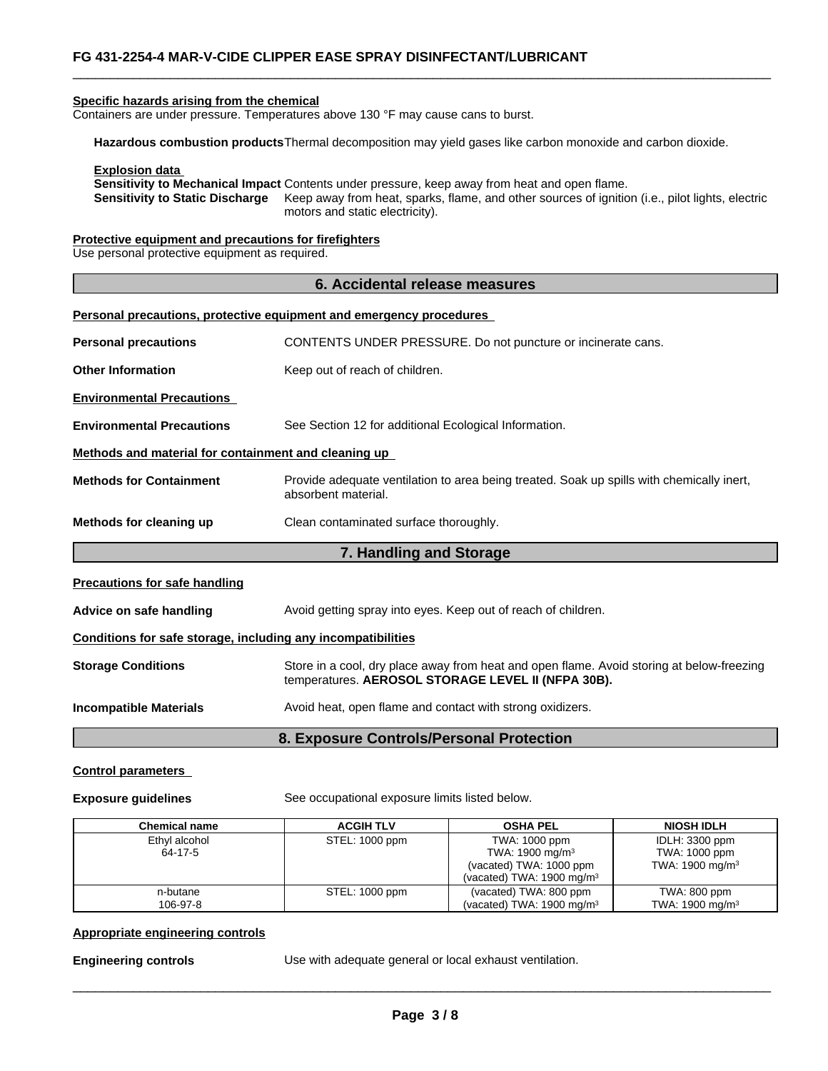**Specific hazards arising from the chemical**

Containers are under pressure. Temperatures above 130 °F may cause cans to burst.

**Hazardous combustion products** Thermal decomposition may yield gases like carbon monoxide and carbon dioxide.

**Explosion data**

**Sensitivity to Mechanical Impact** Contents under pressure, keep away from heat and open flame.

**Sensitivity to Static Discharge** Keep away from heat, sparks, flame, and other sources of ignition (i.e., pilot lights, electric motors and static electricity).

**Protective equipment and precautions for firefighters**

Use personal protective equipment as required.

## 6. Accidental release measures

**Personal precautions, protective equipment and emergency procedures**

**Personal precautions** CONTENTS UNDER PRESSURE. Do not puncture or incinerate cans.

**Other Information** Keep out of reach of children.

**Environmental Precautions**

**Environmental Precautions** See Section 12 for additional Ecological Information.

**Methods and material for containment and cleaning up**

**Methods for Containment** Provide adequate ventilation to area being treated. Soak up spills with chemically inert, absorbent material.

**Methods for cleaning up** Clean contaminated surface thoroughly.

## 7. Handling and Storage

**Precautions for safe handling**

**Advice on safe handling** Avoid getting spray into eyes. Keep out of reach of children.

**Conditions for safe storage, including any incompatibilities**

**Storage Conditions** Store in a cool, dry place away from heat and open flame. Avoid storing at below-freezing temperatures. **AEROSOL STORAGE LEVEL II (NFPA 30B).**

**Incompatible Materials** Avoid heat, open flame and contact with strong oxidizers.

## 8. Exposure Controls/Personal Protection

**Control parameters**

**Exposure guidelines** See occupational exposure limits listed below.

| Chemical name | ACGIH TLV | OSHA PEL | NIOSH IDLH |
|---|---|---|---|
| Ethyl alcohol<br>64-17-5 | STEL: 1000 ppm | TWA: 1000 ppm<br>TWA: 1900 mg/m³<br>(vacated) TWA: 1000 ppm<br>(vacated) TWA: 1900 mg/m³ | IDLH: 3300 ppm<br>TWA: 1000 ppm<br>TWA: 1900 mg/m³ |
| n-butane<br>106-97-8 | STEL: 1000 ppm | (vacated) TWA: 800 ppm<br>(vacated) TWA: 1900 mg/m³ | TWA: 800 ppm<br>TWA: 1900 mg/m³ |

**Appropriate engineering controls**

**Engineering controls** Use with adequate general or local exhaust ventilation.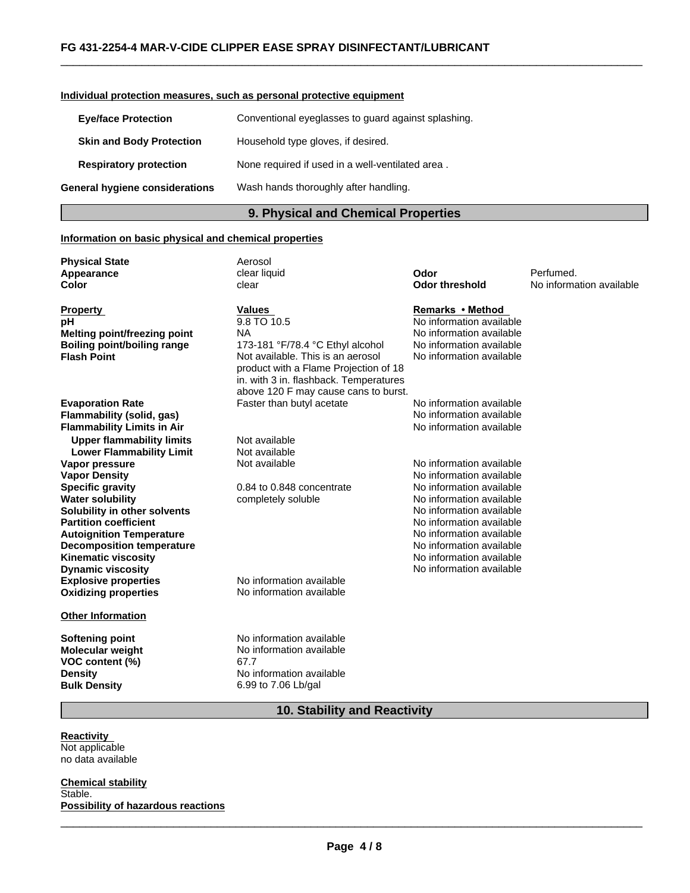#### Individual protection measures, such as personal protective equipment

| | |
|---|---|
| **Eye/face Protection** | Conventional eyeglasses to guard against splashing. |
| **Skin and Body Protection** | Household type gloves, if desired. |
| **Respiratory protection** | None required if used in a well-ventilated area . |
| **General hygiene considerations** | Wash hands thoroughly after handling. |

## 9. Physical and Chemical Properties

#### Information on basic physical and chemical properties

| | | | |
|---|---|---|---|
| **Physical State** | Aerosol | | |
| **Appearance** | clear liquid | **Odor** | Perfumed. |
| **Color** | clear | **Odor threshold** | No information available |

| **Property** | **Values** | **Remarks • Method** |
|---|---|---|
| **pH** | 9.8 TO 10.5 | No information available |
| **Melting point/freezing point** | NA | No information available |
| **Boiling point/boiling range** | 173-181 °F/78.4 °C Ethyl alcohol | No information available |
| **Flash Point** | Not available. This is an aerosol product with a Flame Projection of 18 in. with 3 in. flashback. Temperatures above 120 F may cause cans to burst. | No information available |
| **Evaporation Rate** | Faster than butyl acetate | No information available |
| **Flammability (solid, gas)** | | No information available |
| **Flammability Limits in Air** | | No information available |
| **Upper flammability limits** | Not available | |
| **Lower Flammability Limit** | Not available | |
| **Vapor pressure** | Not available | No information available |
| **Vapor Density** | | No information available |
| **Specific gravity** | 0.84 to 0.848 concentrate | No information available |
| **Water solubility** | completely soluble | No information available |
| **Solubility in other solvents** | | No information available |
| **Partition coefficient** | | No information available |
| **Autoignition Temperature** | | No information available |
| **Decomposition temperature** | | No information available |
| **Kinematic viscosity** | | No information available |
| **Dynamic viscosity** | | No information available |
| **Explosive properties** | No information available | |
| **Oxidizing properties** | No information available | |

#### Other Information

| | |
|---|---|
| **Softening point** | No information available |
| **Molecular weight** | No information available |
| **VOC content (%)** | 67.7 |
| **Density** | No information available |
| **Bulk Density** | 6.99 to 7.06 Lb/gal |

## 10. Stability and Reactivity

**Reactivity**
Not applicable
no data available

**Chemical stability**
Stable.

**Possibility of hazardous reactions**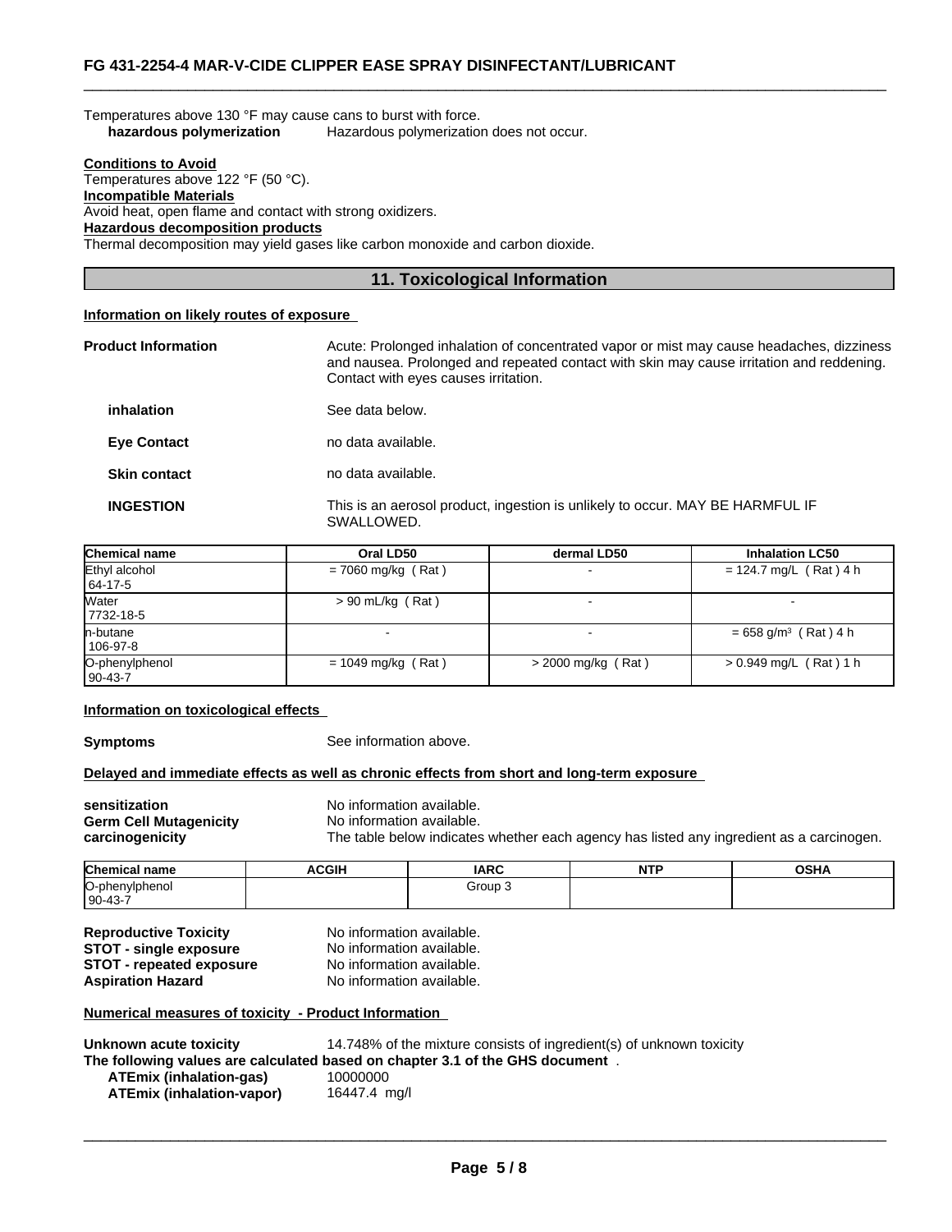Temperatures above 130 °F may cause cans to burst with force.

**hazardous polymerization** Hazardous polymerization does not occur.

**Conditions to Avoid**

Temperatures above 122 °F (50 °C).

**Incompatible Materials**

Avoid heat, open flame and contact with strong oxidizers.

**Hazardous decomposition products**

Thermal decomposition may yield gases like carbon monoxide and carbon dioxide.

## 11. Toxicological Information

**Information on likely routes of exposure**

**Product Information** Acute: Prolonged inhalation of concentrated vapor or mist may cause headaches, dizziness and nausea. Prolonged and repeated contact with skin may cause irritation and reddening. Contact with eyes causes irritation.

**inhalation** See data below.

**Eye Contact** no data available.

**Skin contact** no data available.

**INGESTION** This is an aerosol product, ingestion is unlikely to occur. MAY BE HARMFUL IF SWALLOWED.

| Chemical name | Oral LD50 | dermal LD50 | Inhalation LC50 |
|---|---|---|---|
| Ethyl alcohol<br>64-17-5 | = 7060 mg/kg ( Rat ) | - | = 124.7 mg/L ( Rat ) 4 h |
| Water<br>7732-18-5 | > 90 mL/kg ( Rat ) | - | - |
| n-butane<br>106-97-8 | - | - | = 658 g/m³ ( Rat ) 4 h |
| O-phenylphenol<br>90-43-7 | = 1049 mg/kg ( Rat ) | > 2000 mg/kg ( Rat ) | > 0.949 mg/L ( Rat ) 1 h |

**Information on toxicological effects**

**Symptoms** See information above.

**Delayed and immediate effects as well as chronic effects from short and long-term exposure**

**sensitization** No information available.
**Germ Cell Mutagenicity** No information available.
**carcinogenicity** The table below indicates whether each agency has listed any ingredient as a carcinogen.

| Chemical name | ACGIH | IARC | NTP | OSHA |
|---|---|---|---|---|
| O-phenylphenol<br>90-43-7 | | Group 3 | | |

**Reproductive Toxicity** No information available.
**STOT - single exposure** No information available.
**STOT - repeated exposure** No information available.
**Aspiration Hazard** No information available.

**Numerical measures of toxicity - Product Information**

**Unknown acute toxicity** 14.748% of the mixture consists of ingredient(s) of unknown toxicity

**The following values are calculated based on chapter 3.1 of the GHS document** .

**ATEmix (inhalation-gas)** 10000000
**ATEmix (inhalation-vapor)** 16447.4 mg/l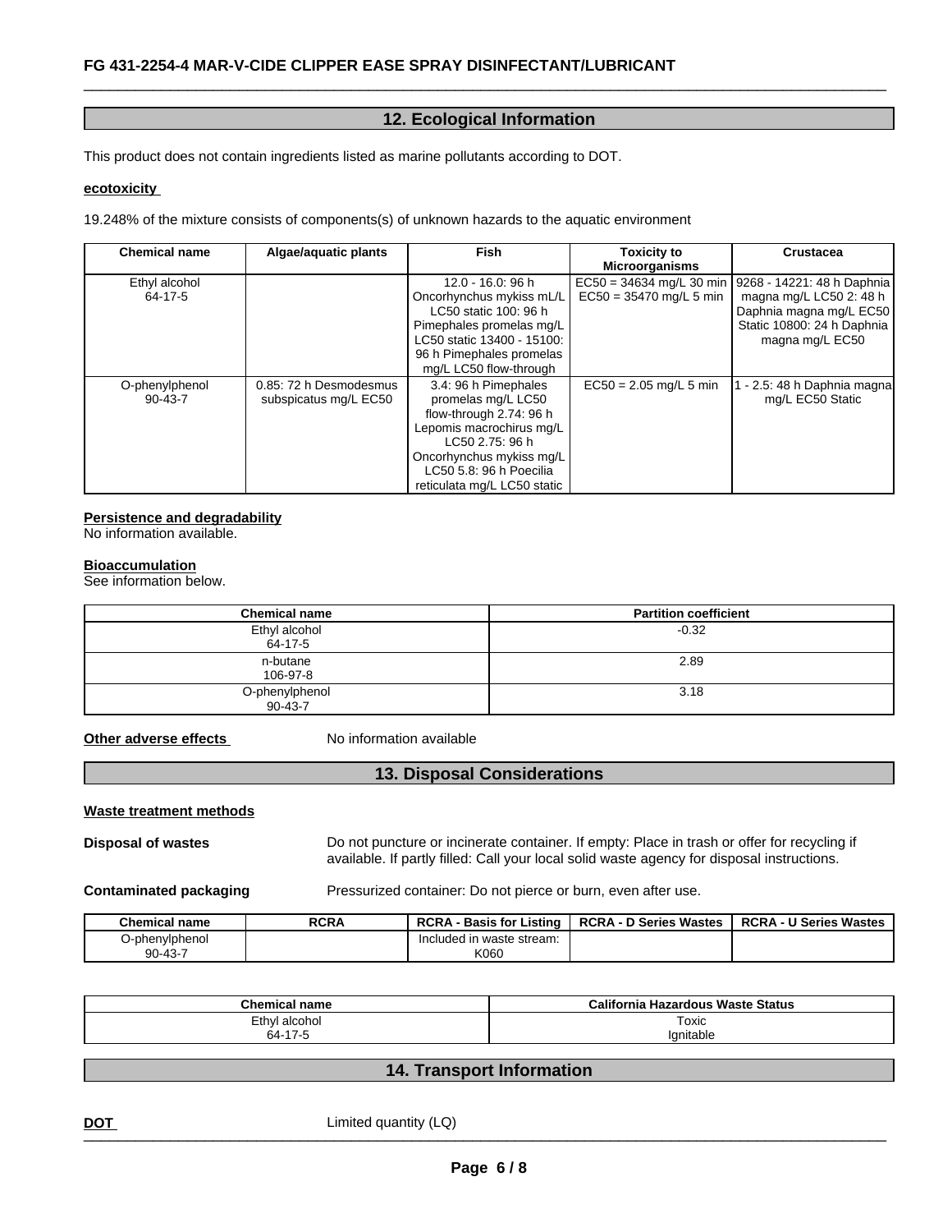## 12. Ecological Information

This product does not contain ingredients listed as marine pollutants according to DOT.

**ecotoxicity**

19.248% of the mixture consists of components(s) of unknown hazards to the aquatic environment

| Chemical name | Algae/aquatic plants | Fish | Toxicity to Microorganisms | Crustacea |
|---|---|---|---|---|
| Ethyl alcohol 64-17-5 | | 12.0 - 16.0: 96 h Oncorhynchus mykiss mL/L LC50 static 100: 96 h Pimephales promelas mg/L LC50 static 13400 - 15100: 96 h Pimephales promelas mg/L LC50 flow-through | EC50 = 34634 mg/L 30 min EC50 = 35470 mg/L 5 min | 9268 - 14221: 48 h Daphnia magna mg/L LC50 2: 48 h Daphnia magna mg/L EC50 Static 10800: 24 h Daphnia magna mg/L EC50 |
| O-phenylphenol 90-43-7 | 0.85: 72 h Desmodesmus subspicatus mg/L EC50 | 3.4: 96 h Pimephales promelas mg/L LC50 flow-through 2.74: 96 h Lepomis macrochirus mg/L LC50 2.75: 96 h Oncorhynchus mykiss mg/L LC50 5.8: 96 h Poecilia reticulata mg/L LC50 static | EC50 = 2.05 mg/L 5 min | 1 - 2.5: 48 h Daphnia magna mg/L EC50 Static |

**Persistence and degradability**
No information available.

**Bioaccumulation**
See information below.

| Chemical name | Partition coefficient |
|---|---|
| Ethyl alcohol 64-17-5 | -0.32 |
| n-butane 106-97-8 | 2.89 |
| O-phenylphenol 90-43-7 | 3.18 |

**Other adverse effects** No information available

## 13. Disposal Considerations

**Waste treatment methods**

**Disposal of wastes** Do not puncture or incinerate container. If empty: Place in trash or offer for recycling if available. If partly filled: Call your local solid waste agency for disposal instructions.

**Contaminated packaging** Pressurized container: Do not pierce or burn, even after use.

| Chemical name | RCRA | RCRA - Basis for Listing | RCRA - D Series Wastes | RCRA - U Series Wastes |
|---|---|---|---|---|
| O-phenylphenol 90-43-7 | | Included in waste stream: K060 | | |

| Chemical name | California Hazardous Waste Status |
|---|---|
| Ethyl alcohol 64-17-5 | Toxic Ignitable |

## 14. Transport Information

**DOT** Limited quantity (LQ)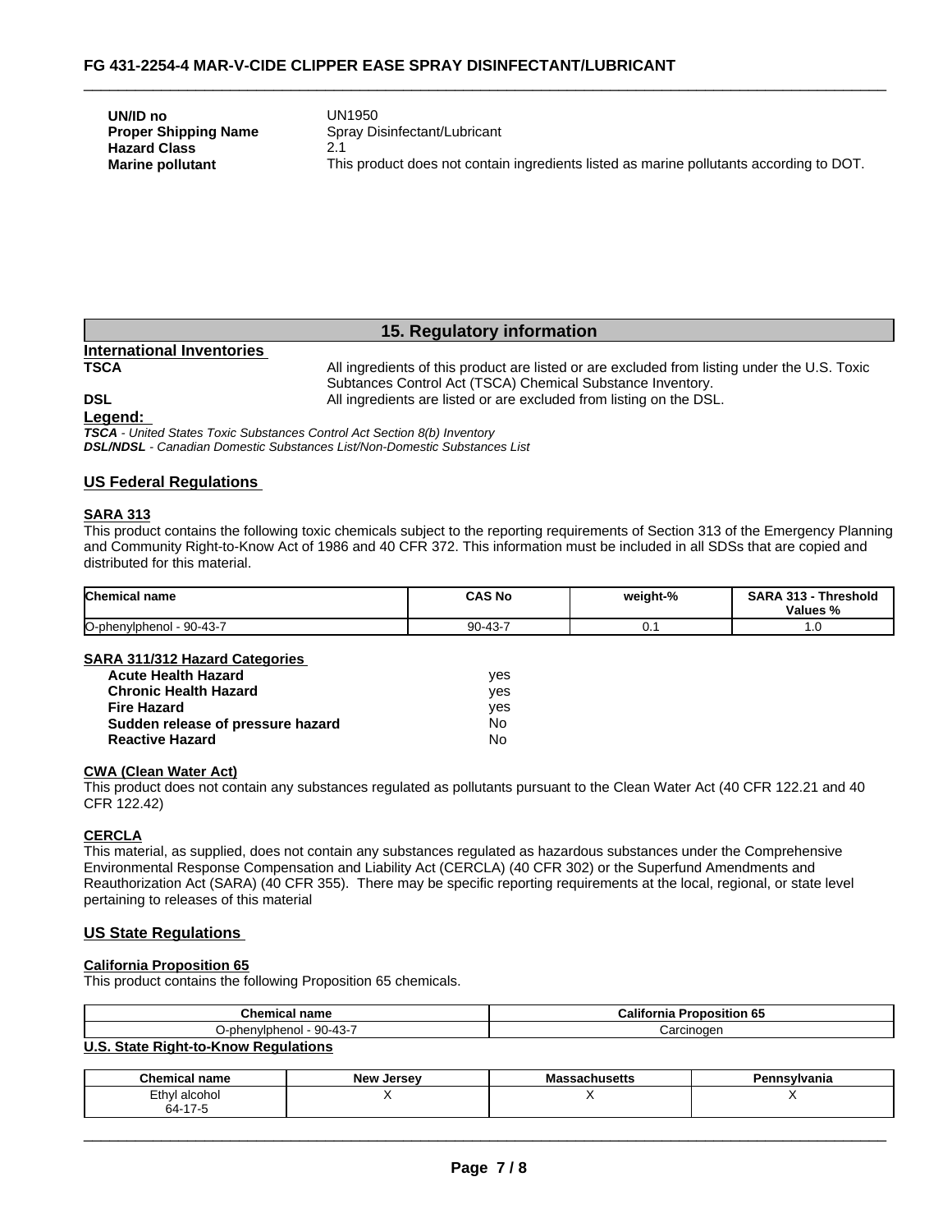| | |
|---|---|
| **UN/ID no** | UN1950 |
| **Proper Shipping Name** | Spray Disinfectant/Lubricant |
| **Hazard Class** | 2.1 |
| **Marine pollutant** | This product does not contain ingredients listed as marine pollutants according to DOT. |

## 15. Regulatory information

**International Inventories**

**TSCA** All ingredients of this product are listed or are excluded from listing under the U.S. Toxic Subtances Control Act (TSCA) Chemical Substance Inventory.

**DSL** All ingredients are listed or are excluded from listing on the DSL.

**Legend:**

***TSCA*** *- United States Toxic Substances Control Act Section 8(b) Inventory*
***DSL/NDSL*** *- Canadian Domestic Substances List/Non-Domestic Substances List*

### US Federal Regulations

**SARA 313**

This product contains the following toxic chemicals subject to the reporting requirements of Section 313 of the Emergency Planning and Community Right-to-Know Act of 1986 and 40 CFR 372. This information must be included in all SDSs that are copied and distributed for this material.

| Chemical name | CAS No | weight-% | SARA 313 - Threshold Values % |
|---|---|---|---|
| O-phenylphenol - 90-43-7 | 90-43-7 | 0.1 | 1.0 |

**SARA 311/312 Hazard Categories**

| | |
|---|---|
| **Acute Health Hazard** | yes |
| **Chronic Health Hazard** | yes |
| **Fire Hazard** | yes |
| **Sudden release of pressure hazard** | No |
| **Reactive Hazard** | No |

**CWA (Clean Water Act)**

This product does not contain any substances regulated as pollutants pursuant to the Clean Water Act (40 CFR 122.21 and 40 CFR 122.42)

**CERCLA**

This material, as supplied, does not contain any substances regulated as hazardous substances under the Comprehensive Environmental Response Compensation and Liability Act (CERCLA) (40 CFR 302) or the Superfund Amendments and Reauthorization Act (SARA) (40 CFR 355). There may be specific reporting requirements at the local, regional, or state level pertaining to releases of this material

### US State Regulations

**California Proposition 65**

This product contains the following Proposition 65 chemicals.

| Chemical name | California Proposition 65 |
|---|---|
| O-phenylphenol - 90-43-7 | Carcinogen |

**U.S. State Right-to-Know Regulations**

| Chemical name | New Jersey | Massachusetts | Pennsylvania |
|---|---|---|---|
| Ethyl alcohol 64-17-5 | X | X | X |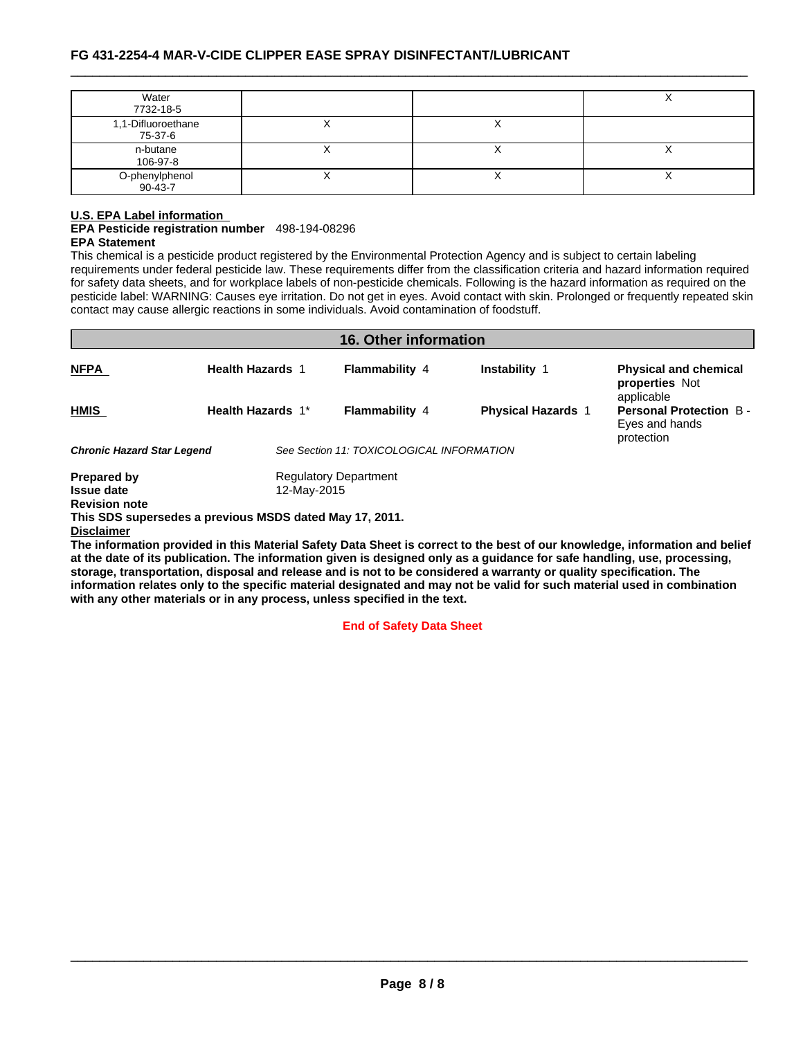| | | | |
|---|---|---|---|
| Water<br>7732-18-5 | | | X |
| 1,1-Difluoroethane<br>75-37-6 | X | X | |
| n-butane<br>106-97-8 | X | X | X |
| O-phenylphenol<br>90-43-7 | X | X | X |

**U.S. EPA Label information**

**EPA Pesticide registration number** 498-194-08296

**EPA Statement**

This chemical is a pesticide product registered by the Environmental Protection Agency and is subject to certain labeling requirements under federal pesticide law. These requirements differ from the classification criteria and hazard information required for safety data sheets, and for workplace labels of non-pesticide chemicals. Following is the hazard information as required on the pesticide label: WARNING: Causes eye irritation. Do not get in eyes. Avoid contact with skin. Prolonged or frequently repeated skin contact may cause allergic reactions in some individuals. Avoid contamination of foodstuff.

## 16. Other information

| | | | | |
|---|---|---|---|---|
| **NFPA** | **Health Hazards** 1 | **Flammability** 4 | **Instability** 1 | **Physical and chemical properties** Not applicable |
| **HMIS** | **Health Hazards** 1* | **Flammability** 4 | **Physical Hazards** 1 | **Personal Protection** B - Eyes and hands protection |

***Chronic Hazard Star Legend*** *See Section 11: TOXICOLOGICAL INFORMATION*

**Prepared by** Regulatory Department

**Issue date** 12-May-2015

**Revision note**

**This SDS supersedes a previous MSDS dated May 17, 2011.**

**Disclaimer**

**The information provided in this Material Safety Data Sheet is correct to the best of our knowledge, information and belief at the date of its publication. The information given is designed only as a guidance for safe handling, use, processing, storage, transportation, disposal and release and is not to be considered a warranty or quality specification. The information relates only to the specific material designated and may not be valid for such material used in combination with any other materials or in any process, unless specified in the text.**

**End of Safety Data Sheet**